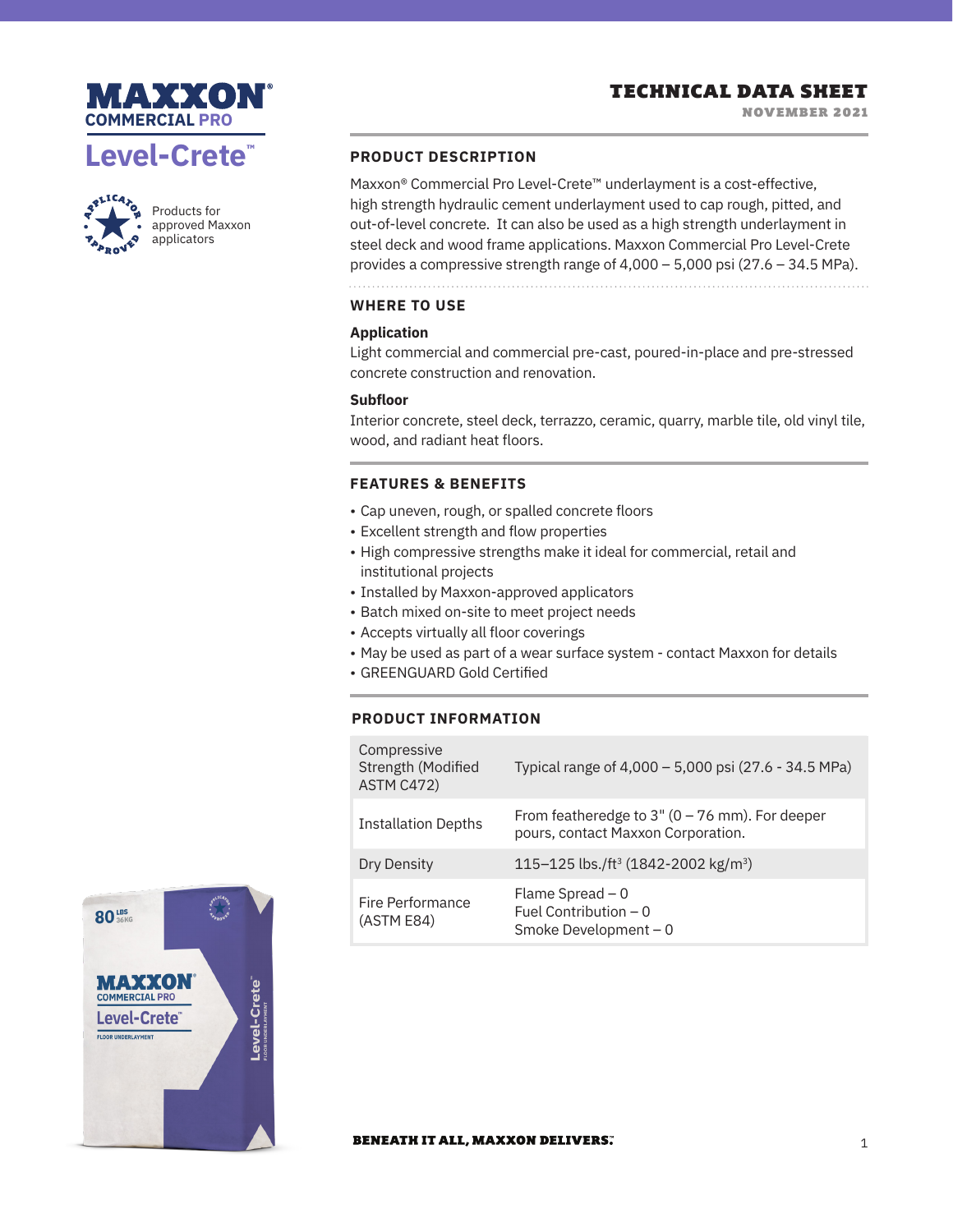# MAXXON® COMMERCIAL PRO Level-Crete™

Products for approved Maxxon applicators

## TECHNICAL DATA SHEET

NOVEMBER 2021

### PRODUCT DESCRIPTION

Maxxon® Commercial Pro Level-Crete™ underlayment is a cost-effective, high strength hydraulic cement underlayment used to cap rough, pitted, and out-of-level concrete. It can also be used as a high strength underlayment in steel deck and wood frame applications. Maxxon Commercial Pro Level-Crete provides a compressive strength range of 4,000 – 5,000 psi (27.6 – 34.5 MPa).

### WHERE TO USE

**Application**

Light commercial and commercial pre-cast, poured-in-place and pre-stressed concrete construction and renovation.

**Subfloor**

Interior concrete, steel deck, terrazzo, ceramic, quarry, marble tile, old vinyl tile, wood, and radiant heat floors.

### FEATURES & BENEFITS

- Cap uneven, rough, or spalled concrete floors
- Excellent strength and flow properties
- High compressive strengths make it ideal for commercial, retail and institutional projects
- Installed by Maxxon-approved applicators
- Batch mixed on-site to meet project needs
- Accepts virtually all floor coverings
- May be used as part of a wear surface system - contact Maxxon for details
- GREENGUARD Gold Certified

### PRODUCT INFORMATION

| | |
|---|---|
| Compressive Strength (Modified ASTM C472) | Typical range of 4,000 – 5,000 psi (27.6 - 34.5 MPa) |
| Installation Depths | From featheredge to 3" (0 – 76 mm). For deeper pours, contact Maxxon Corporation. |
| Dry Density | 115–125 lbs./ft$^3$ (1842-2002 kg/m$^3$) |
| Fire Performance (ASTM E84) | Flame Spread – 0<br>Fuel Contribution – 0<br>Smoke Development – 0 |

BENEATH IT ALL, MAXXON DELIVERS.™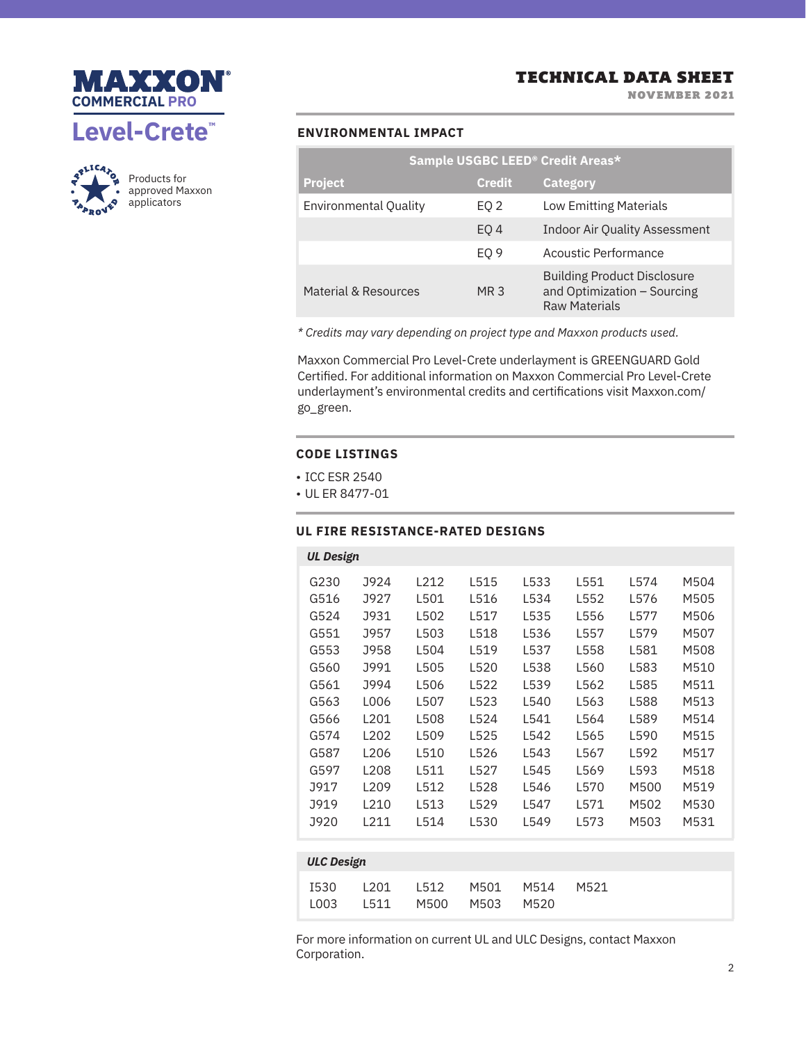MAXXON®
COMMERCIAL PRO
# Level-Crete™

Products for approved Maxxon applicators

## TECHNICAL DATA SHEET
NOVEMBER 2021

### ENVIRONMENTAL IMPACT

| Sample USGBC LEED® Credit Areas* | | |
|---|---|---|
| **Project** | **Credit** | **Category** |
| Environmental Quality | EQ 2 | Low Emitting Materials |
| | EQ 4 | Indoor Air Quality Assessment |
| | EQ 9 | Acoustic Performance |
| Material & Resources | MR 3 | Building Product Disclosure and Optimization – Sourcing Raw Materials |

*\* Credits may vary depending on project type and Maxxon products used.*

Maxxon Commercial Pro Level-Crete underlayment is GREENGUARD Gold Certified. For additional information on Maxxon Commercial Pro Level-Crete underlayment's environmental credits and certifications visit Maxxon.com/go_green.

### CODE LISTINGS

- ICC ESR 2540
- UL ER 8477-01

### UL FIRE RESISTANCE-RATED DESIGNS

| *UL Design* | | | | | | | |
|---|---|---|---|---|---|---|---|
| G230 | J924 | L212 | L515 | L533 | L551 | L574 | M504 |
| G516 | J927 | L501 | L516 | L534 | L552 | L576 | M505 |
| G524 | J931 | L502 | L517 | L535 | L556 | L577 | M506 |
| G551 | J957 | L503 | L518 | L536 | L557 | L579 | M507 |
| G553 | J958 | L504 | L519 | L537 | L558 | L581 | M508 |
| G560 | J991 | L505 | L520 | L538 | L560 | L583 | M510 |
| G561 | J994 | L506 | L522 | L539 | L562 | L585 | M511 |
| G563 | L006 | L507 | L523 | L540 | L563 | L588 | M513 |
| G566 | L201 | L508 | L524 | L541 | L564 | L589 | M514 |
| G574 | L202 | L509 | L525 | L542 | L565 | L590 | M515 |
| G587 | L206 | L510 | L526 | L543 | L567 | L592 | M517 |
| G597 | L208 | L511 | L527 | L545 | L569 | L593 | M518 |
| J917 | L209 | L512 | L528 | L546 | L570 | M500 | M519 |
| J919 | L210 | L513 | L529 | L547 | L571 | M502 | M530 |
| J920 | L211 | L514 | L530 | L549 | L573 | M503 | M531 |

| *ULC Design* | | | | | |
|---|---|---|---|---|---|
| I530 | L201 | L512 | M501 | M514 | M521 |
| L003 | L511 | M500 | M503 | M520 | |

For more information on current UL and ULC Designs, contact Maxxon Corporation.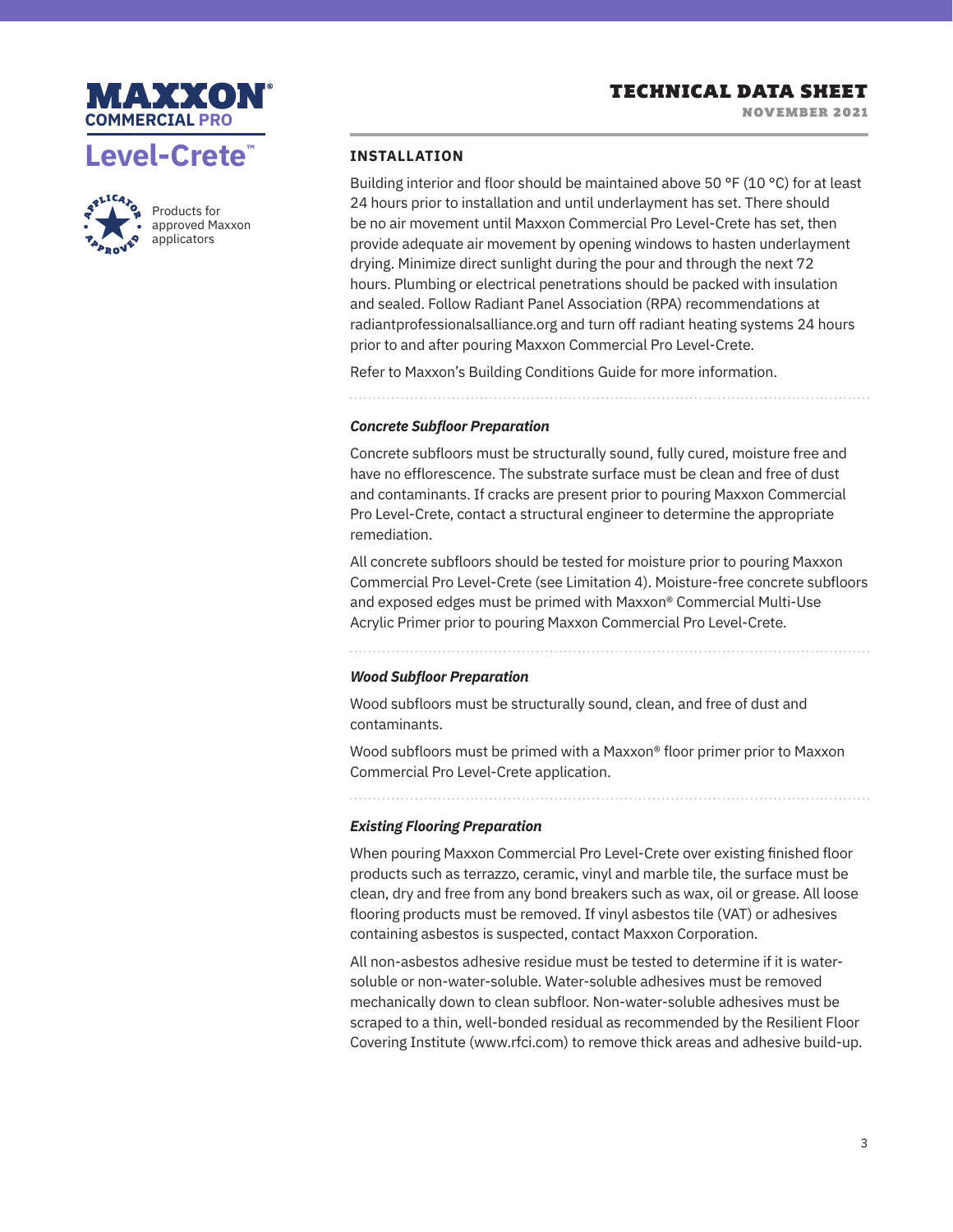## INSTALLATION

Building interior and floor should be maintained above 50 °F (10 °C) for at least 24 hours prior to installation and until underlayment has set. There should be no air movement until Maxxon Commercial Pro Level-Crete has set, then provide adequate air movement by opening windows to hasten underlayment drying. Minimize direct sunlight during the pour and through the next 72 hours. Plumbing or electrical penetrations should be packed with insulation and sealed. Follow Radiant Panel Association (RPA) recommendations at radiantprofessionalsalliance.org and turn off radiant heating systems 24 hours prior to and after pouring Maxxon Commercial Pro Level-Crete.

Refer to Maxxon's Building Conditions Guide for more information.

### *Concrete Subfloor Preparation*

Concrete subfloors must be structurally sound, fully cured, moisture free and have no efflorescence. The substrate surface must be clean and free of dust and contaminants. If cracks are present prior to pouring Maxxon Commercial Pro Level-Crete, contact a structural engineer to determine the appropriate remediation.

All concrete subfloors should be tested for moisture prior to pouring Maxxon Commercial Pro Level-Crete (see Limitation 4). Moisture-free concrete subfloors and exposed edges must be primed with Maxxon® Commercial Multi-Use Acrylic Primer prior to pouring Maxxon Commercial Pro Level-Crete.

### *Wood Subfloor Preparation*

Wood subfloors must be structurally sound, clean, and free of dust and contaminants.

Wood subfloors must be primed with a Maxxon® floor primer prior to Maxxon Commercial Pro Level-Crete application.

### *Existing Flooring Preparation*

When pouring Maxxon Commercial Pro Level-Crete over existing finished floor products such as terrazzo, ceramic, vinyl and marble tile, the surface must be clean, dry and free from any bond breakers such as wax, oil or grease. All loose flooring products must be removed. If vinyl asbestos tile (VAT) or adhesives containing asbestos is suspected, contact Maxxon Corporation.

All non-asbestos adhesive residue must be tested to determine if it is water-soluble or non-water-soluble. Water-soluble adhesives must be removed mechanically down to clean subfloor. Non-water-soluble adhesives must be scraped to a thin, well-bonded residual as recommended by the Resilient Floor Covering Institute (www.rfci.com) to remove thick areas and adhesive build-up.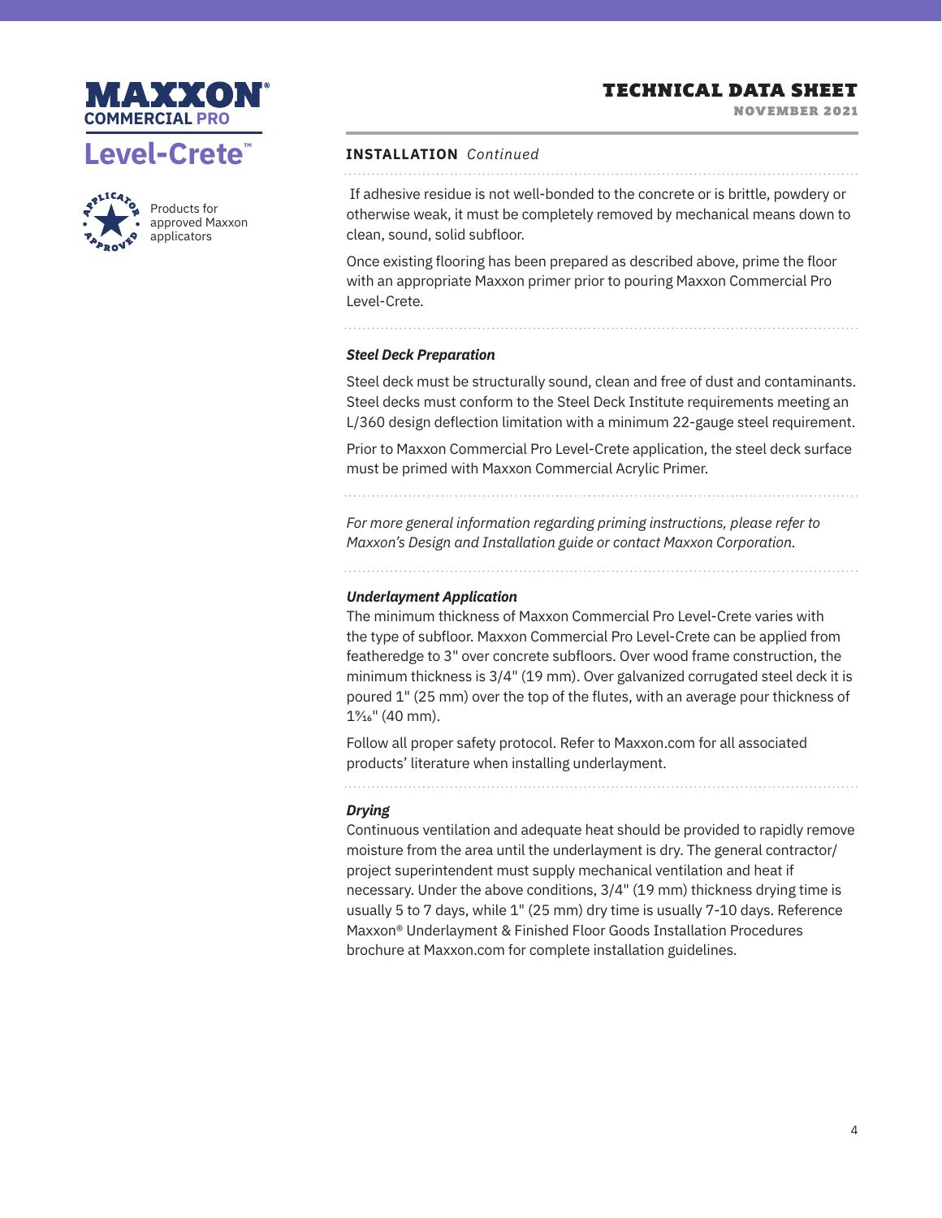## INSTALLATION *Continued*

If adhesive residue is not well-bonded to the concrete or is brittle, powdery or otherwise weak, it must be completely removed by mechanical means down to clean, sound, solid subfloor.

Once existing flooring has been prepared as described above, prime the floor with an appropriate Maxxon primer prior to pouring Maxxon Commercial Pro Level-Crete.

### *Steel Deck Preparation*

Steel deck must be structurally sound, clean and free of dust and contaminants. Steel decks must conform to the Steel Deck Institute requirements meeting an L/360 design deflection limitation with a minimum 22-gauge steel requirement.

Prior to Maxxon Commercial Pro Level-Crete application, the steel deck surface must be primed with Maxxon Commercial Acrylic Primer.

*For more general information regarding priming instructions, please refer to Maxxon's Design and Installation guide or contact Maxxon Corporation.*

### *Underlayment Application*

The minimum thickness of Maxxon Commercial Pro Level-Crete varies with the type of subfloor. Maxxon Commercial Pro Level-Crete can be applied from featheredge to 3" over concrete subfloors. Over wood frame construction, the minimum thickness is 3/4" (19 mm). Over galvanized corrugated steel deck it is poured 1" (25 mm) over the top of the flutes, with an average pour thickness of 1 9/16" (40 mm).

Follow all proper safety protocol. Refer to Maxxon.com for all associated products' literature when installing underlayment.

### *Drying*

Continuous ventilation and adequate heat should be provided to rapidly remove moisture from the area until the underlayment is dry. The general contractor/ project superintendent must supply mechanical ventilation and heat if necessary. Under the above conditions, 3/4" (19 mm) thickness drying time is usually 5 to 7 days, while 1" (25 mm) dry time is usually 7-10 days. Reference Maxxon® Underlayment & Finished Floor Goods Installation Procedures brochure at Maxxon.com for complete installation guidelines.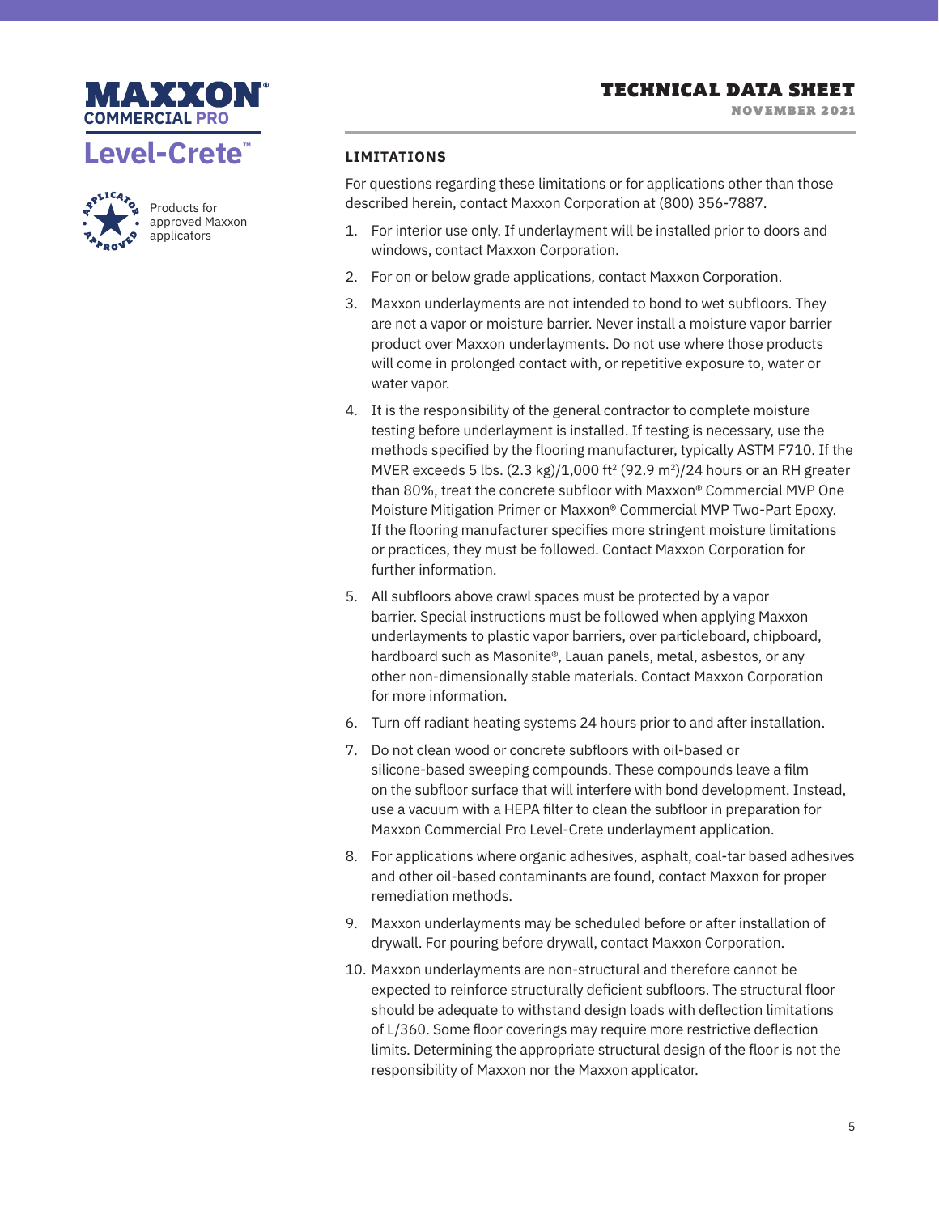## LIMITATIONS

For questions regarding these limitations or for applications other than those described herein, contact Maxxon Corporation at (800) 356-7887.

1. For interior use only. If underlayment will be installed prior to doors and windows, contact Maxxon Corporation.
2. For on or below grade applications, contact Maxxon Corporation.
3. Maxxon underlayments are not intended to bond to wet subfloors. They are not a vapor or moisture barrier. Never install a moisture vapor barrier product over Maxxon underlayments. Do not use where those products will come in prolonged contact with, or repetitive exposure to, water or water vapor.
4. It is the responsibility of the general contractor to complete moisture testing before underlayment is installed. If testing is necessary, use the methods specified by the flooring manufacturer, typically ASTM F710. If the MVER exceeds 5 lbs. (2.3 kg)/1,000 $ft^2$ (92.9 $m^2$)/24 hours or an RH greater than 80%, treat the concrete subfloor with Maxxon® Commercial MVP One Moisture Mitigation Primer or Maxxon® Commercial MVP Two-Part Epoxy. If the flooring manufacturer specifies more stringent moisture limitations or practices, they must be followed. Contact Maxxon Corporation for further information.
5. All subfloors above crawl spaces must be protected by a vapor barrier. Special instructions must be followed when applying Maxxon underlayments to plastic vapor barriers, over particleboard, chipboard, hardboard such as Masonite®, Lauan panels, metal, asbestos, or any other non-dimensionally stable materials. Contact Maxxon Corporation for more information.
6. Turn off radiant heating systems 24 hours prior to and after installation.
7. Do not clean wood or concrete subfloors with oil-based or silicone-based sweeping compounds. These compounds leave a film on the subfloor surface that will interfere with bond development. Instead, use a vacuum with a HEPA filter to clean the subfloor in preparation for Maxxon Commercial Pro Level-Crete underlayment application.
8. For applications where organic adhesives, asphalt, coal-tar based adhesives and other oil-based contaminants are found, contact Maxxon for proper remediation methods.
9. Maxxon underlayments may be scheduled before or after installation of drywall. For pouring before drywall, contact Maxxon Corporation.
10. Maxxon underlayments are non-structural and therefore cannot be expected to reinforce structurally deficient subfloors. The structural floor should be adequate to withstand design loads with deflection limitations of L/360. Some floor coverings may require more restrictive deflection limits. Determining the appropriate structural design of the floor is not the responsibility of Maxxon nor the Maxxon applicator.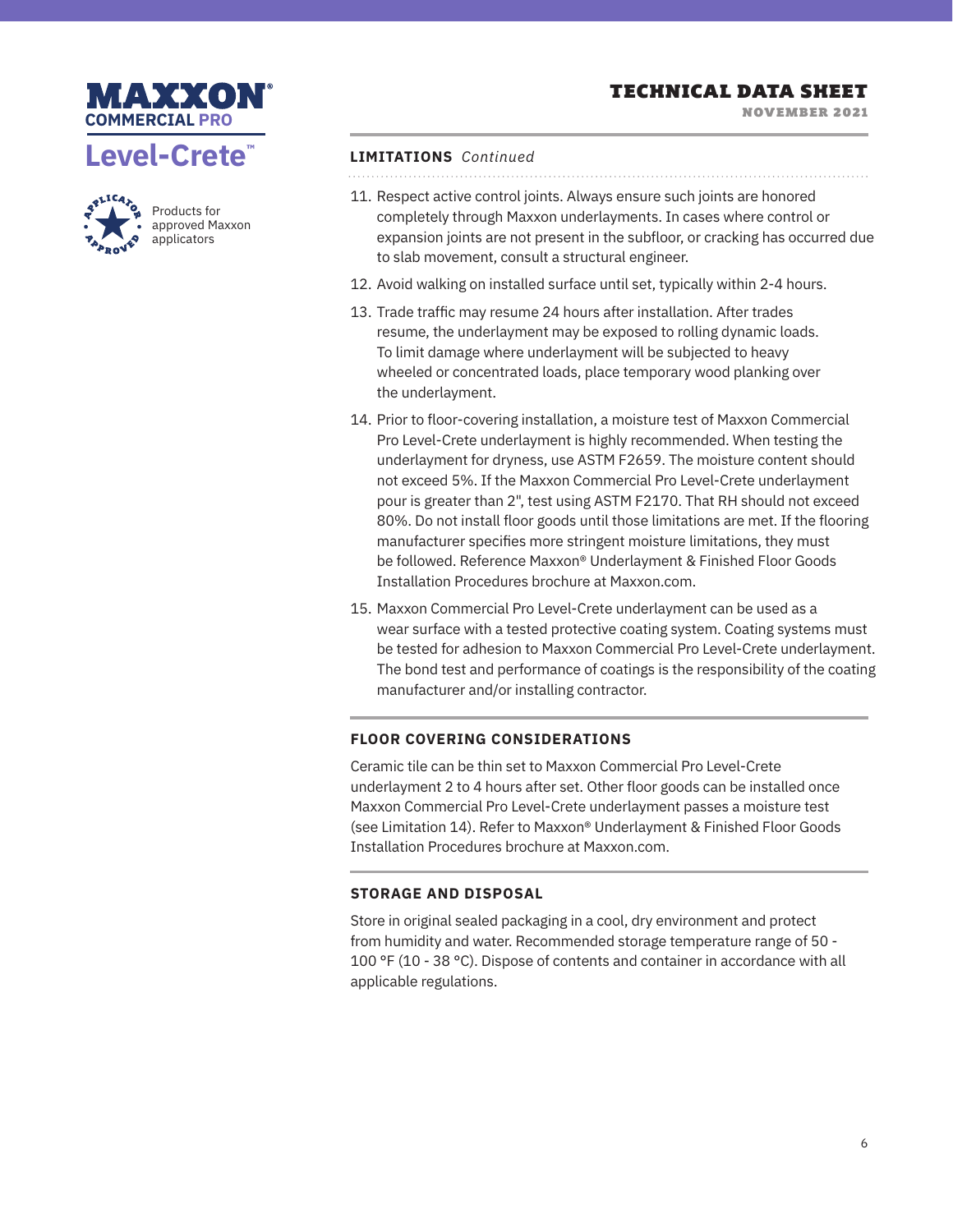**MAXXON® COMMERCIAL PRO**

**Level-Crete™**

Products for approved Maxxon applicators

## TECHNICAL DATA SHEET

NOVEMBER 2021

### LIMITATIONS *Continued*

11. Respect active control joints. Always ensure such joints are honored completely through Maxxon underlayments. In cases where control or expansion joints are not present in the subfloor, or cracking has occurred due to slab movement, consult a structural engineer.
12. Avoid walking on installed surface until set, typically within 2-4 hours.
13. Trade traffic may resume 24 hours after installation. After trades resume, the underlayment may be exposed to rolling dynamic loads. To limit damage where underlayment will be subjected to heavy wheeled or concentrated loads, place temporary wood planking over the underlayment.
14. Prior to floor-covering installation, a moisture test of Maxxon Commercial Pro Level-Crete underlayment is highly recommended. When testing the underlayment for dryness, use ASTM F2659. The moisture content should not exceed 5%. If the Maxxon Commercial Pro Level-Crete underlayment pour is greater than 2", test using ASTM F2170. That RH should not exceed 80%. Do not install floor goods until those limitations are met. If the flooring manufacturer specifies more stringent moisture limitations, they must be followed. Reference Maxxon® Underlayment & Finished Floor Goods Installation Procedures brochure at Maxxon.com.
15. Maxxon Commercial Pro Level-Crete underlayment can be used as a wear surface with a tested protective coating system. Coating systems must be tested for adhesion to Maxxon Commercial Pro Level-Crete underlayment. The bond test and performance of coatings is the responsibility of the coating manufacturer and/or installing contractor.

### FLOOR COVERING CONSIDERATIONS

Ceramic tile can be thin set to Maxxon Commercial Pro Level-Crete underlayment 2 to 4 hours after set. Other floor goods can be installed once Maxxon Commercial Pro Level-Crete underlayment passes a moisture test (see Limitation 14). Refer to Maxxon® Underlayment & Finished Floor Goods Installation Procedures brochure at Maxxon.com.

### STORAGE AND DISPOSAL

Store in original sealed packaging in a cool, dry environment and protect from humidity and water. Recommended storage temperature range of 50 - 100 °F (10 - 38 °C). Dispose of contents and container in accordance with all applicable regulations.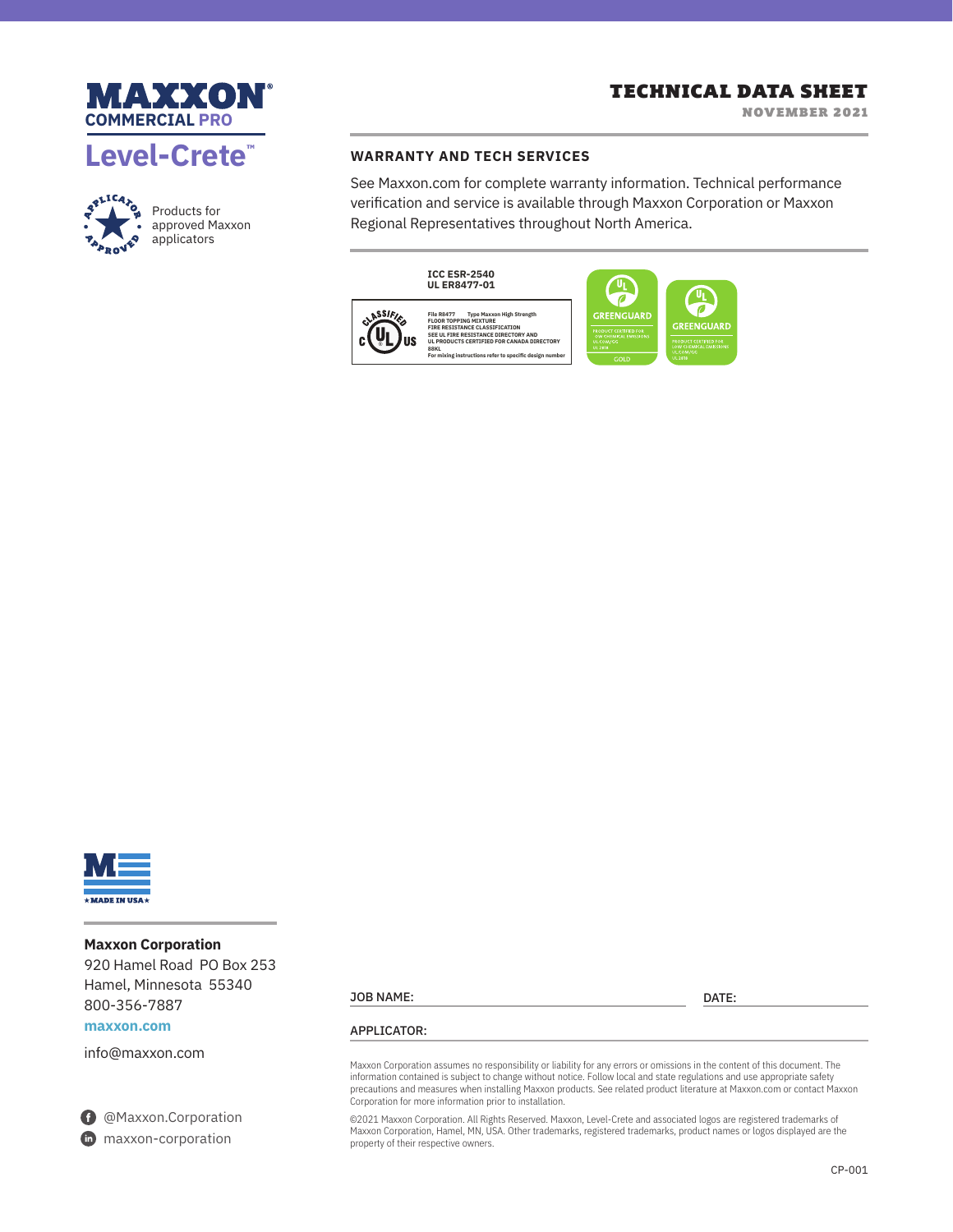# MAXXON COMMERCIAL PRO

## Level-Crete™

Products for approved Maxxon applicators

**TECHNICAL DATA SHEET**
**NOVEMBER 2021**

### WARRANTY AND TECH SERVICES

See Maxxon.com for complete warranty information. Technical performance verification and service is available through Maxxon Corporation or Maxxon Regional Representatives throughout North America.

**ICC ESR-2540**
**UL ER8477-01**

File R8477 Type Maxxon High Strength
FLOOR TOPPING MIXTURE
FIRE RESISTANCE CLASSIFICATION
SEE UL FIRE RESISTANCE DIRECTORY AND
UL PRODUCTS CERTIFIED FOR CANADA DIRECTORY
88KL
For mixing instructions refer to specific design number

**Maxxon Corporation**
920 Hamel Road PO Box 253
Hamel, Minnesota 55340
800-356-7887
**maxxon.com**
info@maxxon.com

@Maxxon.Corporation
maxxon-corporation

JOB NAME: DATE:

APPLICATOR:

Maxxon Corporation assumes no responsibility or liability for any errors or omissions in the content of this document. The information contained is subject to change without notice. Follow local and state regulations and use appropriate safety precautions and measures when installing Maxxon products. See related product literature at Maxxon.com or contact Maxxon Corporation for more information prior to installation.

©2021 Maxxon Corporation. All Rights Reserved. Maxxon, Level-Crete and associated logos are registered trademarks of Maxxon Corporation, Hamel, MN, USA. Other trademarks, registered trademarks, product names or logos displayed are the property of their respective owners.

CP-001